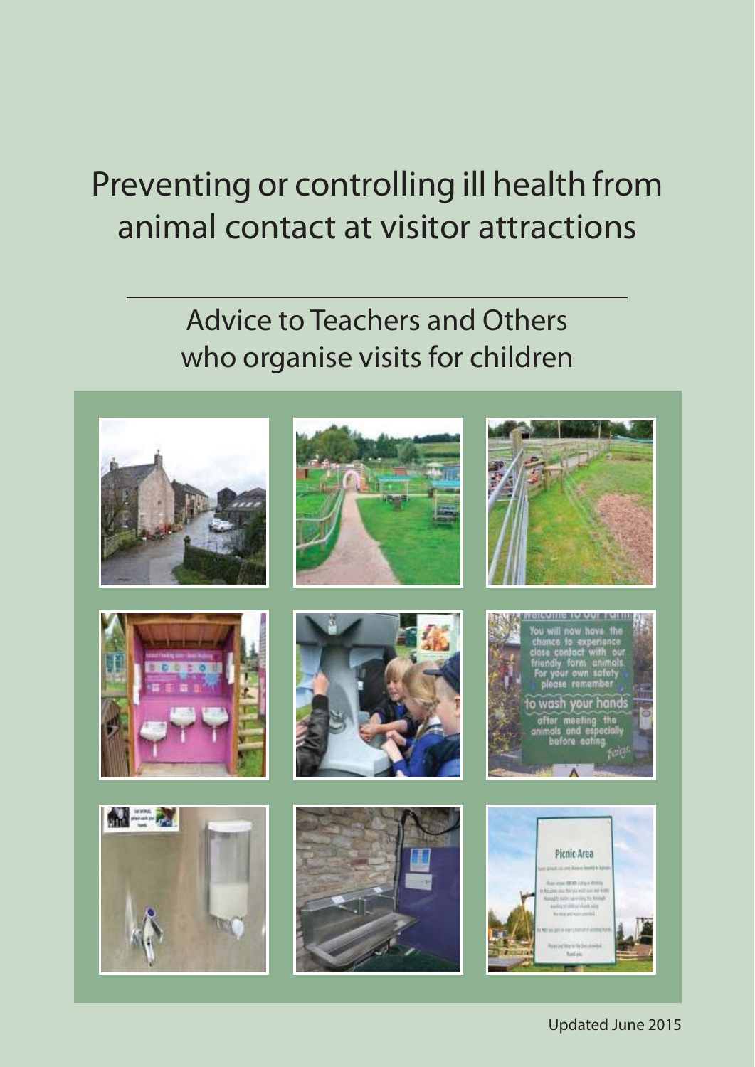# Preventing or controlling ill health from animal contact at visitor attractions

## Advice to Teachers and Others who organise visits for children

Updated June 2015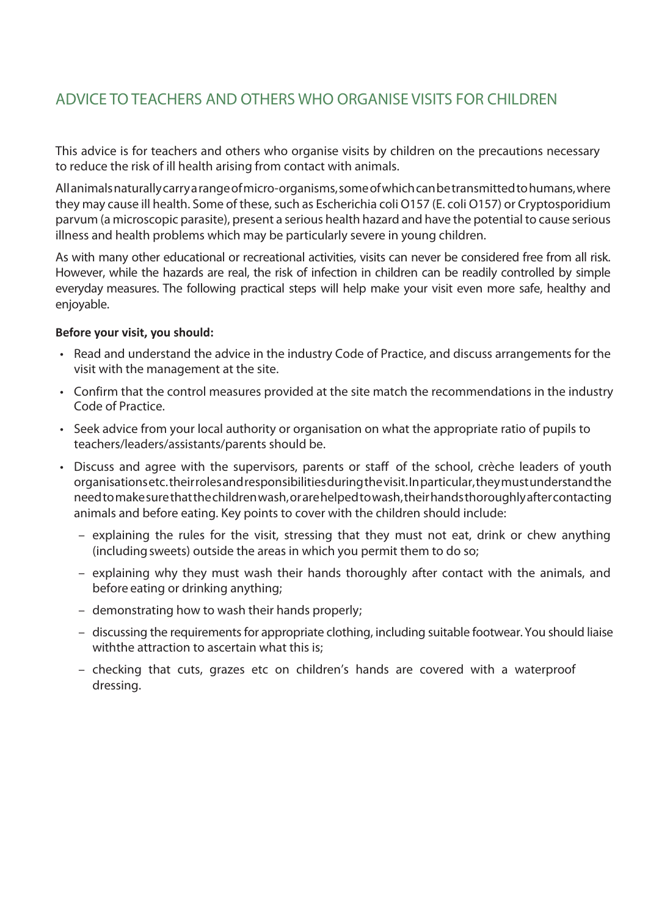## ADVICE TO TEACHERS AND OTHERS WHO ORGANISE VISITS FOR CHILDREN

This advice is for teachers and others who organise visits by children on the precautions necessary to reduce the risk of ill health arising from contact with animals.

All animals naturally carry a range of micro-organisms, some of which can be transmitted to humans, where they may cause ill health. Some of these, such as Escherichia coli O157 (E. coli O157) or Cryptosporidium parvum (a microscopic parasite), present a serious health hazard and have the potential to cause serious illness and health problems which may be particularly severe in young children.

As with many other educational or recreational activities, visits can never be considered free from all risk. However, while the hazards are real, the risk of infection in children can be readily controlled by simple everyday measures. The following practical steps will help make your visit even more safe, healthy and enjoyable.

**Before your visit, you should:**

- Read and understand the advice in the industry Code of Practice, and discuss arrangements for the visit with the management at the site.
- Confirm that the control measures provided at the site match the recommendations in the industry Code of Practice.
- Seek advice from your local authority or organisation on what the appropriate ratio of pupils to teachers/leaders/assistants/parents should be.
- Discuss and agree with the supervisors, parents or staff of the school, crèche leaders of youth organisations etc. their roles and responsibilities during the visit. In particular, they must understand the need to make sure that the children wash, or are helped to wash, their hands thoroughly after contacting animals and before eating. Key points to cover with the children should include:
  - explaining the rules for the visit, stressing that they must not eat, drink or chew anything (including sweets) outside the areas in which you permit them to do so;
  - explaining why they must wash their hands thoroughly after contact with the animals, and before eating or drinking anything;
  - demonstrating how to wash their hands properly;
  - discussing the requirements for appropriate clothing, including suitable footwear. You should liaise withthe attraction to ascertain what this is;
  - checking that cuts, grazes etc on children's hands are covered with a waterproof dressing.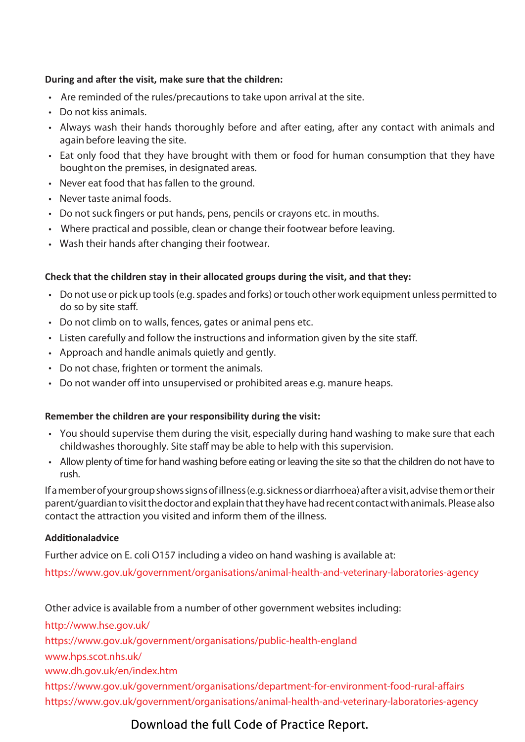**During and after the visit, make sure that the children:**

- Are reminded of the rules/precautions to take upon arrival at the site.
- Do not kiss animals.
- Always wash their hands thoroughly before and after eating, after any contact with animals and again before leaving the site.
- Eat only food that they have brought with them or food for human consumption that they have bought on the premises, in designated areas.
- Never eat food that has fallen to the ground.
- Never taste animal foods.
- Do not suck fingers or put hands, pens, pencils or crayons etc. in mouths.
- Where practical and possible, clean or change their footwear before leaving.
- Wash their hands after changing their footwear.

**Check that the children stay in their allocated groups during the visit, and that they:**

- Do not use or pick up tools (e.g. spades and forks) or touch other work equipment unless permitted to do so by site staff.
- Do not climb on to walls, fences, gates or animal pens etc.
- Listen carefully and follow the instructions and information given by the site staff.
- Approach and handle animals quietly and gently.
- Do not chase, frighten or torment the animals.
- Do not wander off into unsupervised or prohibited areas e.g. manure heaps.

**Remember the children are your responsibility during the visit:**

- You should supervise them during the visit, especially during hand washing to make sure that each child washes thoroughly. Site staff may be able to help with this supervision.
- Allow plenty of time for hand washing before eating or leaving the site so that the children do not have to rush.

If a member of your group shows signs of illness (e.g. sickness or diarrhoea) after a visit, advise them or their parent/guardian to visit the doctor and explain that they have had recent contact with animals. Please also contact the attraction you visited and inform them of the illness.

**Additional advice**

Further advice on E. coli O157 including a video on hand washing is available at:

https://www.gov.uk/government/organisations/animal-health-and-veterinary-laboratories-agency

Other advice is available from a number of other government websites including:

http://www.hse.gov.uk/
https://www.gov.uk/government/organisations/public-health-england
www.hps.scot.nhs.uk/
www.dh.gov.uk/en/index.htm
https://www.gov.uk/government/organisations/department-for-environment-food-rural-affairs
https://www.gov.uk/government/organisations/animal-health-and-veterinary-laboratories-agency

Download the full Code of Practice Report.